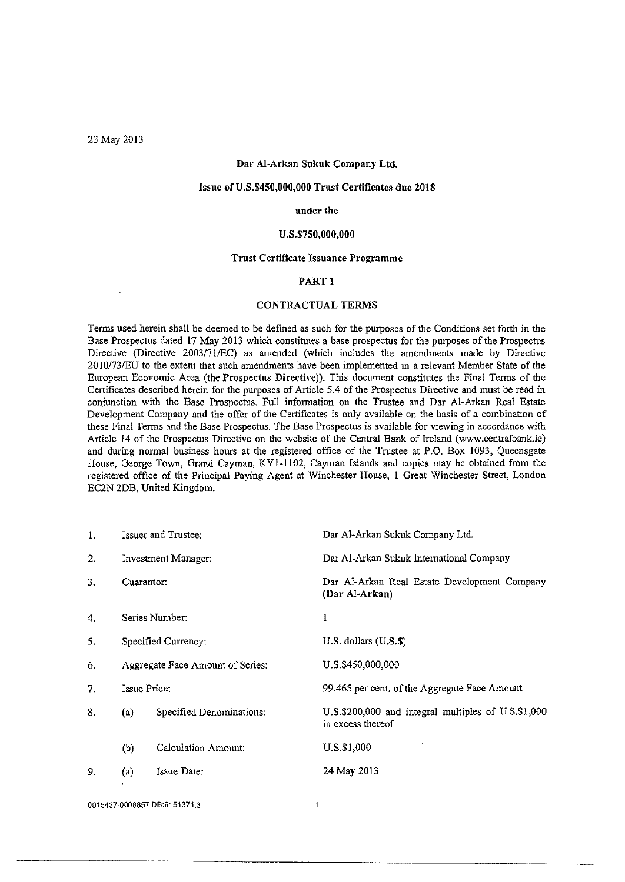23 May 2013

**Dar Al-Arkan Sukuk Company Ltd.**

**Issue of U.S.$450,000,000 Trust Certificates due 2018**

**under the**

**U.S.$750,000,000**

**Trust Certificate Issuance Programme**

## PART 1

## CONTRACTUAL TERMS

Terms used herein shall be deemed to be defined as such for the purposes of the Conditions set forth in the Base Prospectus dated 17 May 2013 which constitutes a base prospectus for the purposes of the Prospectus Directive (Directive 2003/71/EC) as amended (which includes the amendments made by Directive 2010/73/EU to the extent that such amendments have been implemented in a relevant Member State of the European Economic Area (the **Prospectus Directive**)). This document constitutes the Final Terms of the Certificates described herein for the purposes of Article 5.4 of the Prospectus Directive and must be read in conjunction with the Base Prospectus. Full information on the Trustee and Dar Al-Arkan Real Estate Development Company and the offer of the Certificates is only available on the basis of a combination of these Final Terms and the Base Prospectus. The Base Prospectus is available for viewing in accordance with Article 14 of the Prospectus Directive on the website of the Central Bank of Ireland (www.centralbank.ie) and during normal business hours at the registered office of the Trustee at P.O. Box 1093, Queensgate House, George Town, Grand Cayman, KY1-1102, Cayman Islands and copies may be obtained from the registered office of the Principal Paying Agent at Winchester House, 1 Great Winchester Street, London EC2N 2DB, United Kingdom.

| | | | |
|---|---|---|---|
| 1. | Issuer and Trustee: | | Dar Al-Arkan Sukuk Company Ltd. |
| 2. | Investment Manager: | | Dar Al-Arkan Sukuk International Company |
| 3. | Guarantor: | | Dar Al-Arkan Real Estate Development Company (**Dar Al-Arkan**) |
| 4. | Series Number: | | 1 |
| 5. | Specified Currency: | | U.S. dollars (**U.S.$**) |
| 6. | Aggregate Face Amount of Series: | | U.S.$450,000,000 |
| 7. | Issue Price: | | 99.465 per cent. of the Aggregate Face Amount |
| 8. | (a) | Specified Denominations: | U.S.$200,000 and integral multiples of U.S.$1,000 in excess thereof |
| | (b) | Calculation Amount: | U.S.$1,000 |
| 9. | (a) | Issue Date: | 24 May 2013 |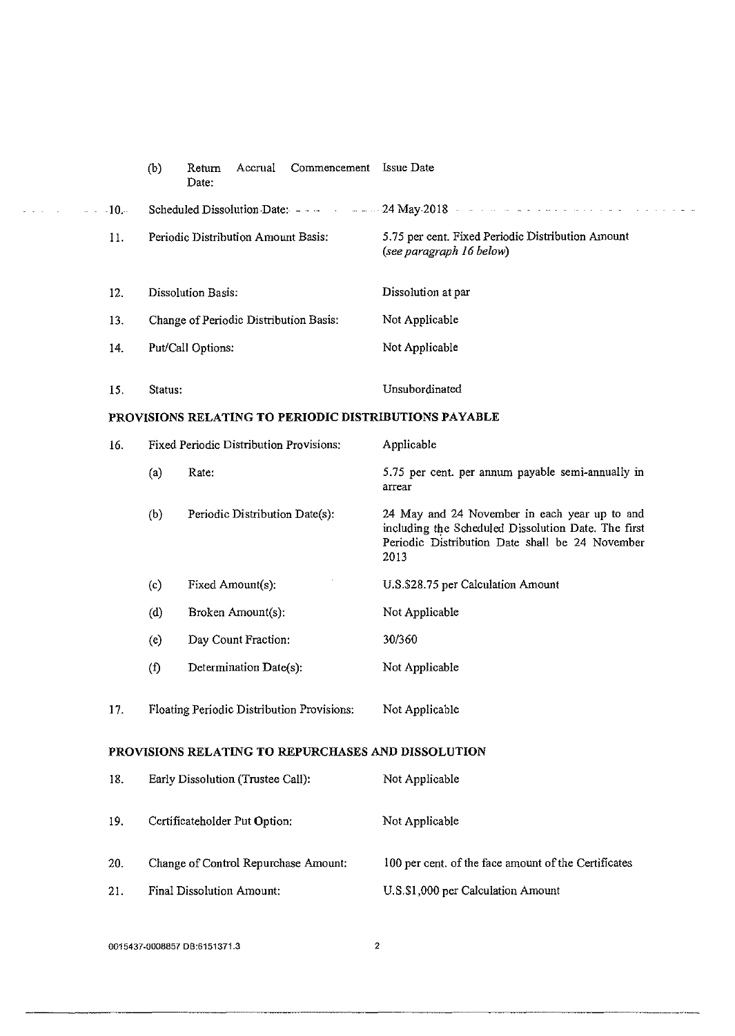| | | | |
|---|---|---|---|
| | (b) | Return Accrual Commencement Date: | Issue Date |
| 10. | Scheduled Dissolution Date: | | 24 May 2018 |
| 11. | Periodic Distribution Amount Basis: | | 5.75 per cent. Fixed Periodic Distribution Amount *(see paragraph 16 below)* |
| 12. | Dissolution Basis: | | Dissolution at par |
| 13. | Change of Periodic Distribution Basis: | | Not Applicable |
| 14. | Put/Call Options: | | Not Applicable |
| 15. | Status: | | Unsubordinated |

**PROVISIONS RELATING TO PERIODIC DISTRIBUTIONS PAYABLE**

| | | | |
|---|---|---|---|
| 16. | Fixed Periodic Distribution Provisions: | | Applicable |
| | (a) | Rate: | 5.75 per cent. per annum payable semi-annually in arrear |
| | (b) | Periodic Distribution Date(s): | 24 May and 24 November in each year up to and including the Scheduled Dissolution Date. The first Periodic Distribution Date shall be 24 November 2013 |
| | (c) | Fixed Amount(s): | U.S.$28.75 per Calculation Amount |
| | (d) | Broken Amount(s): | Not Applicable |
| | (e) | Day Count Fraction: | 30/360 |
| | (f) | Determination Date(s): | Not Applicable |
| 17. | Floating Periodic Distribution Provisions: | | Not Applicable |

**PROVISIONS RELATING TO REPURCHASES AND DISSOLUTION**

| | | |
|---|---|---|
| 18. | Early Dissolution (Trustee Call): | Not Applicable |
| 19. | Certificateholder Put Option: | Not Applicable |
| 20. | Change of Control Repurchase Amount: | 100 per cent. of the face amount of the Certificates |
| 21. | Final Dissolution Amount: | U.S.$1,000 per Calculation Amount |

0015437-0008857 DB:6151371.3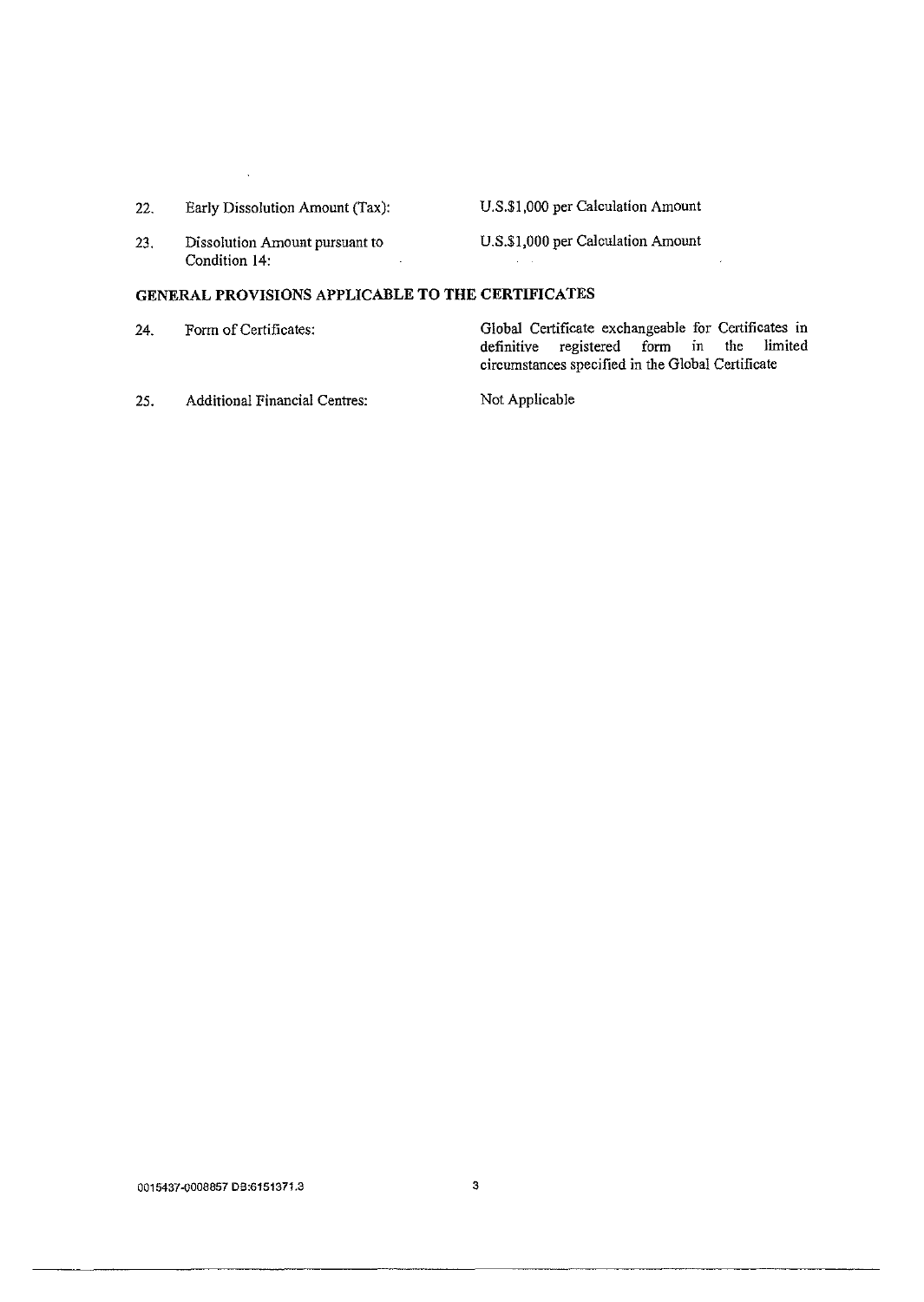| | | |
|---|---|---|
| 22. | Early Dissolution Amount (Tax): | U.S.$1,000 per Calculation Amount |
| 23. | Dissolution Amount pursuant to Condition 14: | U.S.$1,000 per Calculation Amount |

## GENERAL PROVISIONS APPLICABLE TO THE CERTIFICATES

| | | |
|---|---|---|
| 24. | Form of Certificates: | Global Certificate exchangeable for Certificates in definitive registered form in the limited circumstances specified in the Global Certificate |
| 25. | Additional Financial Centres: | Not Applicable |

0015437-0008857 DB:6151371.3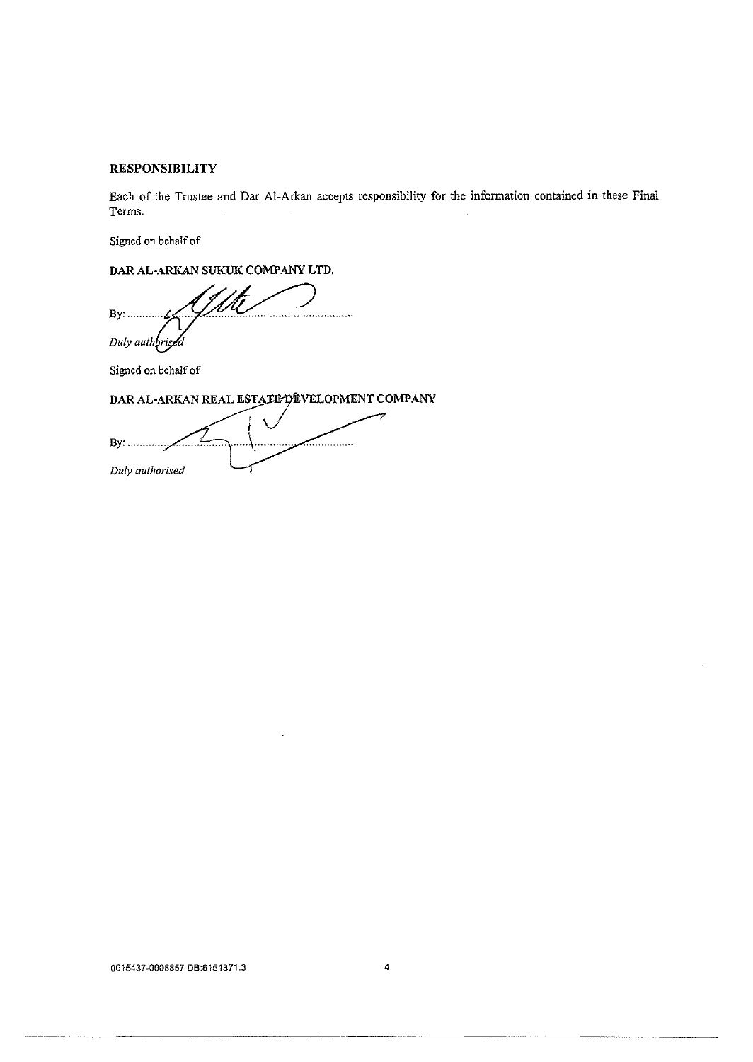**RESPONSIBILITY**

Each of the Trustee and Dar Al-Arkan accepts responsibility for the information contained in these Final Terms.

Signed on behalf of

**DAR AL-ARKAN SUKUK COMPANY LTD.**

By: ..........................................................

*Duly authorised*

Signed on behalf of

**DAR AL-ARKAN REAL ESTATE DEVELOPMENT COMPANY**

By: ..........................................................

*Duly authorised*

0015437-0008857 DB:6151371.3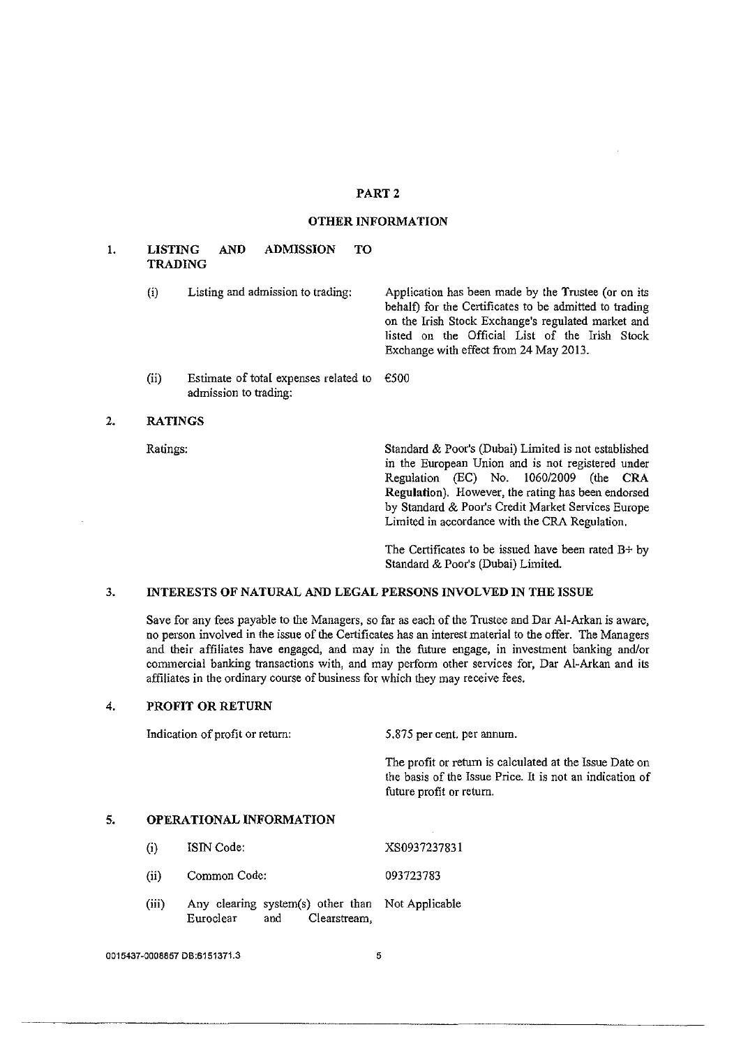# PART 2

## OTHER INFORMATION

### 1. LISTING AND ADMISSION TO TRADING

| | | |
|---|---|---|
| (i) | Listing and admission to trading: | Application has been made by the Trustee (or on its behalf) for the Certificates to be admitted to trading on the Irish Stock Exchange's regulated market and listed on the Official List of the Irish Stock Exchange with effect from 24 May 2013. |
| (ii) | Estimate of total expenses related to admission to trading: | €500 |

### 2. RATINGS

| | |
|---|---|
| Ratings: | Standard & Poor's (Dubai) Limited is not established in the European Union and is not registered under Regulation (EC) No. 1060/2009 (the **CRA Regulation**). However, the rating has been endorsed by Standard & Poor's Credit Market Services Europe Limited in accordance with the CRA Regulation.<br><br>The Certificates to be issued have been rated B+ by Standard & Poor's (Dubai) Limited. |

### 3. INTERESTS OF NATURAL AND LEGAL PERSONS INVOLVED IN THE ISSUE

Save for any fees payable to the Managers, so far as each of the Trustee and Dar Al-Arkan is aware, no person involved in the issue of the Certificates has an interest material to the offer. The Managers and their affiliates have engaged, and may in the future engage, in investment banking and/or commercial banking transactions with, and may perform other services for, Dar Al-Arkan and its affiliates in the ordinary course of business for which they may receive fees.

### 4. PROFIT OR RETURN

| | |
|---|---|
| Indication of profit or return: | 5.875 per cent. per annum.<br><br>The profit or return is calculated at the Issue Date on the basis of the Issue Price. It is not an indication of future profit or return. |

### 5. OPERATIONAL INFORMATION

| | | |
|---|---|---|
| (i) | ISIN Code: | XS0937237831 |
| (ii) | Common Code: | 093723783 |
| (iii) | Any clearing system(s) other than Euroclear and Clearstream, | Not Applicable |

0015437-0008857 DB:6151371.3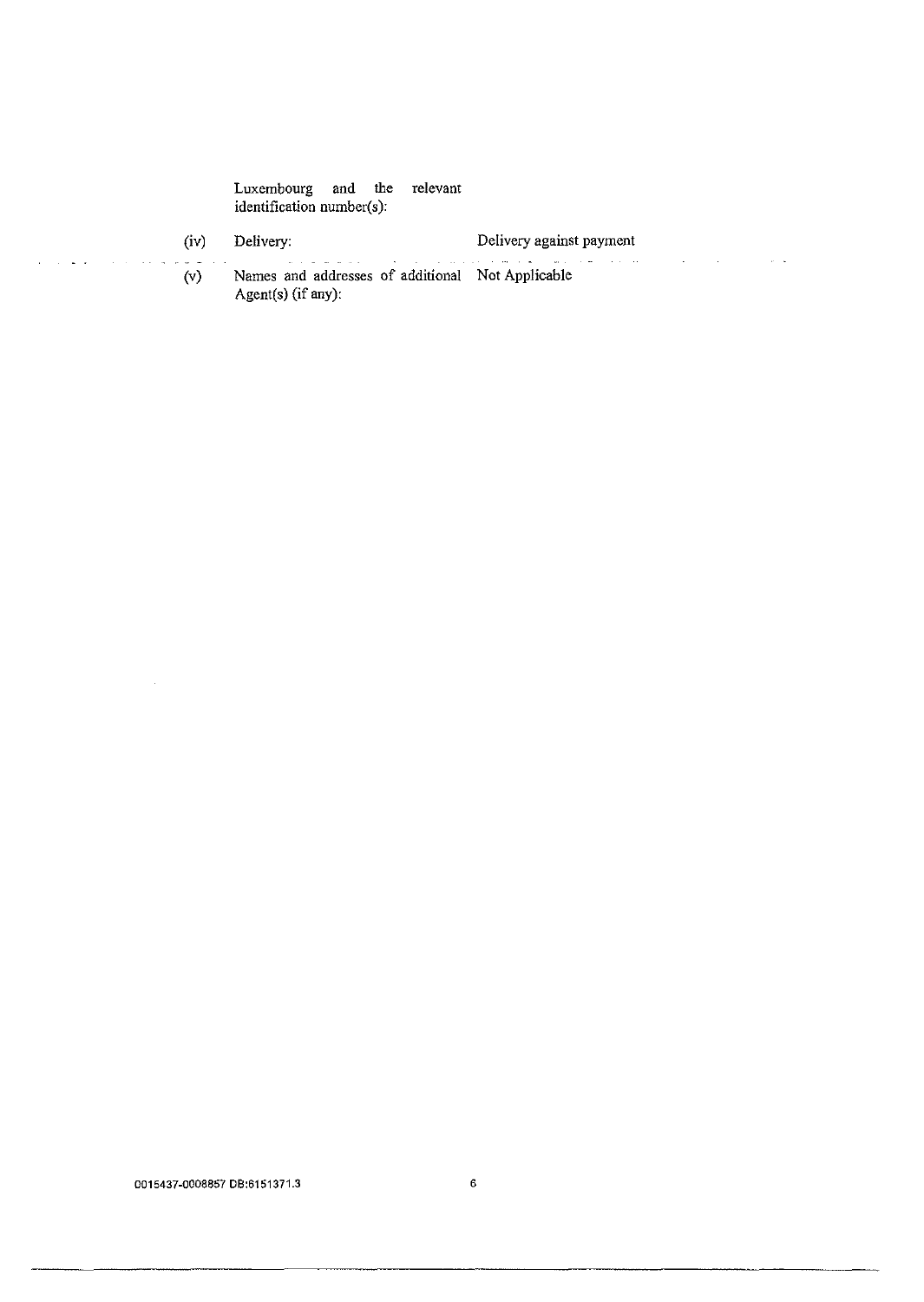| | | |
|---|---|---|
| | Luxembourg and the relevant identification number(s): | |
| (iv) | Delivery: | Delivery against payment |
| (v) | Names and addresses of additional Agent(s) (if any): | Not Applicable |

0015437-0008857 DB:6151371.3